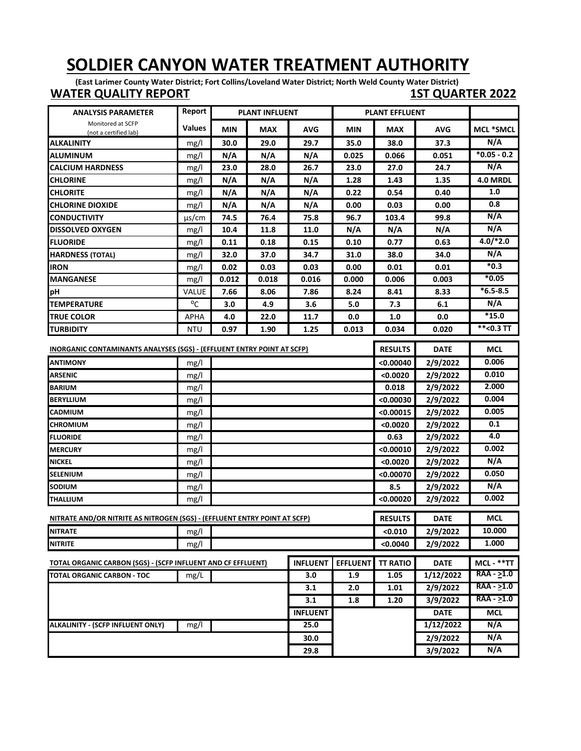# SOLDIER CANYON WATER TREATMENT AUTHORITY

**(East Larimer County Water District; Fort Collins/Loveland Water District; North Weld County Water District)**

**WATER QUALITY REPORT** **1ST QUARTER 2022**

| ANALYSIS PARAMETER | Report | PLANT INFLUENT | | | PLANT EFFLUENT | | | |
|---|---|---|---|---|---|---|---|---|
| Monitored at SCFP (not a certified lab) | Values | MIN | MAX | AVG | MIN | MAX | AVG | MCL *SMCL |
| ALKALINITY | mg/l | 30.0 | 29.0 | 29.7 | 35.0 | 38.0 | 37.3 | N/A |
| ALUMINUM | mg/l | N/A | N/A | N/A | 0.025 | 0.066 | 0.051 | *0.05 - 0.2 |
| CALCIUM HARDNESS | mg/l | 23.0 | 28.0 | 26.7 | 23.0 | 27.0 | 24.7 | N/A |
| CHLORINE | mg/l | N/A | N/A | N/A | 1.28 | 1.43 | 1.35 | 4.0 MRDL |
| CHLORITE | mg/l | N/A | N/A | N/A | 0.22 | 0.54 | 0.40 | 1.0 |
| CHLORINE DIOXIDE | mg/l | N/A | N/A | N/A | 0.00 | 0.03 | 0.00 | 0.8 |
| CONDUCTIVITY | µs/cm | 74.5 | 76.4 | 75.8 | 96.7 | 103.4 | 99.8 | N/A |
| DISSOLVED OXYGEN | mg/l | 10.4 | 11.8 | 11.0 | N/A | N/A | N/A | N/A |
| FLUORIDE | mg/l | 0.11 | 0.18 | 0.15 | 0.10 | 0.77 | 0.63 | 4.0/*2.0 |
| HARDNESS (TOTAL) | mg/l | 32.0 | 37.0 | 34.7 | 31.0 | 38.0 | 34.0 | N/A |
| IRON | mg/l | 0.02 | 0.03 | 0.03 | 0.00 | 0.01 | 0.01 | *0.3 |
| MANGANESE | mg/l | 0.012 | 0.018 | 0.016 | 0.000 | 0.006 | 0.003 | *0.05 |
| pH | VALUE | 7.66 | 8.06 | 7.86 | 8.24 | 8.41 | 8.33 | *6.5-8.5 |
| TEMPERATURE | °C | 3.0 | 4.9 | 3.6 | 5.0 | 7.3 | 6.1 | N/A |
| TRUE COLOR | APHA | 4.0 | 22.0 | 11.7 | 0.0 | 1.0 | 0.0 | *15.0 |
| TURBIDITY | NTU | 0.97 | 1.90 | 1.25 | 0.013 | 0.034 | 0.020 | **<0.3 TT |

| INORGANIC CONTAMINANTS ANALYSES (SGS) - (EFFLUENT ENTRY POINT AT SCFP) | | RESULTS | DATE | MCL |
|---|---|---|---|---|
| ANTIMONY | mg/l | <0.00040 | 2/9/2022 | 0.006 |
| ARSENIC | mg/l | <0.0020 | 2/9/2022 | 0.010 |
| BARIUM | mg/l | 0.018 | 2/9/2022 | 2.000 |
| BERYLLIUM | mg/l | <0.00030 | 2/9/2022 | 0.004 |
| CADMIUM | mg/l | <0.00015 | 2/9/2022 | 0.005 |
| CHROMIUM | mg/l | <0.0020 | 2/9/2022 | 0.1 |
| FLUORIDE | mg/l | 0.63 | 2/9/2022 | 4.0 |
| MERCURY | mg/l | <0.00010 | 2/9/2022 | 0.002 |
| NICKEL | mg/l | <0.0020 | 2/9/2022 | N/A |
| SELENIUM | mg/l | <0.00070 | 2/9/2022 | 0.050 |
| SODIUM | mg/l | 8.5 | 2/9/2022 | N/A |
| THALLIUM | mg/l | <0.00020 | 2/9/2022 | 0.002 |

| NITRATE AND/OR NITRITE AS NITROGEN (SGS) - (EFFLUENT ENTRY POINT AT SCFP) | | RESULTS | DATE | MCL |
|---|---|---|---|---|
| NITRATE | mg/l | <0.010 | 2/9/2022 | 10.000 |
| NITRITE | mg/l | <0.0040 | 2/9/2022 | 1.000 |

| TOTAL ORGANIC CARBON (SGS) - (SCFP INFLUENT AND CF EFFLUENT) | | INFLUENT | EFFLUENT | TT RATIO | DATE | MCL - **TT |
|---|---|---|---|---|---|---|
| TOTAL ORGANIC CARBON - TOC | mg/L | 3.0 | 1.9 | 1.05 | 1/12/2022 | RAA - ≥1.0 |
| | | 3.1 | 2.0 | 1.01 | 2/9/2022 | RAA - ≥1.0 |
| | | 3.1 | 1.8 | 1.20 | 3/9/2022 | RAA - ≥1.0 |
| | | INFLUENT | | | DATE | MCL |
| ALKALINITY - (SCFP INFLUENT ONLY) | mg/l | 25.0 | | | 1/12/2022 | N/A |
| | | 30.0 | | | 2/9/2022 | N/A |
| | | 29.8 | | | 3/9/2022 | N/A |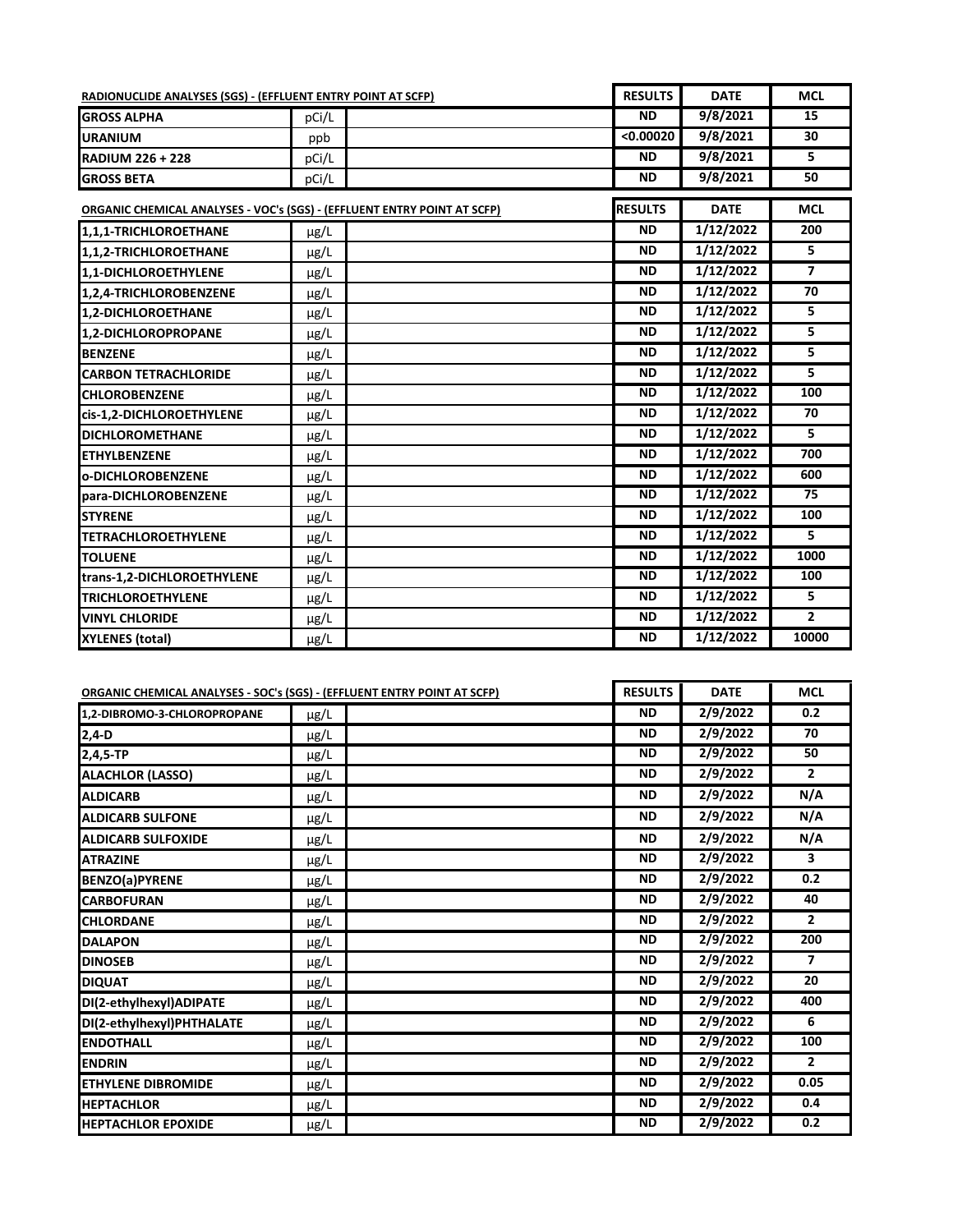| RADIONUCLIDE ANALYSES (SGS) - (EFFLUENT ENTRY POINT AT SCFP) | | | RESULTS | DATE | MCL |
|---|---|---|---|---|---|
| GROSS ALPHA | pCi/L | | ND | 9/8/2021 | 15 |
| URANIUM | ppb | | <0.00020 | 9/8/2021 | 30 |
| RADIUM 226 + 228 | pCi/L | | ND | 9/8/2021 | 5 |
| GROSS BETA | pCi/L | | ND | 9/8/2021 | 50 |

| ORGANIC CHEMICAL ANALYSES - VOC's (SGS) - (EFFLUENT ENTRY POINT AT SCFP) | | | RESULTS | DATE | MCL |
|---|---|---|---|---|---|
| 1,1,1-TRICHLOROETHANE | μg/L | | ND | 1/12/2022 | 200 |
| 1,1,2-TRICHLOROETHANE | μg/L | | ND | 1/12/2022 | 5 |
| 1,1-DICHLOROETHYLENE | μg/L | | ND | 1/12/2022 | 7 |
| 1,2,4-TRICHLOROBENZENE | μg/L | | ND | 1/12/2022 | 70 |
| 1,2-DICHLOROETHANE | μg/L | | ND | 1/12/2022 | 5 |
| 1,2-DICHLOROPROPANE | μg/L | | ND | 1/12/2022 | 5 |
| BENZENE | μg/L | | ND | 1/12/2022 | 5 |
| CARBON TETRACHLORIDE | μg/L | | ND | 1/12/2022 | 5 |
| CHLOROBENZENE | μg/L | | ND | 1/12/2022 | 100 |
| cis-1,2-DICHLOROETHYLENE | μg/L | | ND | 1/12/2022 | 70 |
| DICHLOROMETHANE | μg/L | | ND | 1/12/2022 | 5 |
| ETHYLBENZENE | μg/L | | ND | 1/12/2022 | 700 |
| o-DICHLOROBENZENE | μg/L | | ND | 1/12/2022 | 600 |
| para-DICHLOROBENZENE | μg/L | | ND | 1/12/2022 | 75 |
| STYRENE | μg/L | | ND | 1/12/2022 | 100 |
| TETRACHLOROETHYLENE | μg/L | | ND | 1/12/2022 | 5 |
| TOLUENE | μg/L | | ND | 1/12/2022 | 1000 |
| trans-1,2-DICHLOROETHYLENE | μg/L | | ND | 1/12/2022 | 100 |
| TRICHLOROETHYLENE | μg/L | | ND | 1/12/2022 | 5 |
| VINYL CHLORIDE | μg/L | | ND | 1/12/2022 | 2 |
| XYLENES (total) | μg/L | | ND | 1/12/2022 | 10000 |

| ORGANIC CHEMICAL ANALYSES - SOC's (SGS) - (EFFLUENT ENTRY POINT AT SCFP) | | | RESULTS | DATE | MCL |
|---|---|---|---|---|---|
| 1,2-DIBROMO-3-CHLOROPROPANE | μg/L | | ND | 2/9/2022 | 0.2 |
| 2,4-D | μg/L | | ND | 2/9/2022 | 70 |
| 2,4,5-TP | μg/L | | ND | 2/9/2022 | 50 |
| ALACHLOR (LASSO) | μg/L | | ND | 2/9/2022 | 2 |
| ALDICARB | μg/L | | ND | 2/9/2022 | N/A |
| ALDICARB SULFONE | μg/L | | ND | 2/9/2022 | N/A |
| ALDICARB SULFOXIDE | μg/L | | ND | 2/9/2022 | N/A |
| ATRAZINE | μg/L | | ND | 2/9/2022 | 3 |
| BENZO(a)PYRENE | μg/L | | ND | 2/9/2022 | 0.2 |
| CARBOFURAN | μg/L | | ND | 2/9/2022 | 40 |
| CHLORDANE | μg/L | | ND | 2/9/2022 | 2 |
| DALAPON | μg/L | | ND | 2/9/2022 | 200 |
| DINOSEB | μg/L | | ND | 2/9/2022 | 7 |
| DIQUAT | μg/L | | ND | 2/9/2022 | 20 |
| DI(2-ethylhexyl)ADIPATE | μg/L | | ND | 2/9/2022 | 400 |
| DI(2-ethylhexyl)PHTHALATE | μg/L | | ND | 2/9/2022 | 6 |
| ENDOTHALL | μg/L | | ND | 2/9/2022 | 100 |
| ENDRIN | μg/L | | ND | 2/9/2022 | 2 |
| ETHYLENE DIBROMIDE | μg/L | | ND | 2/9/2022 | 0.05 |
| HEPTACHLOR | μg/L | | ND | 2/9/2022 | 0.4 |
| HEPTACHLOR EPOXIDE | μg/L | | ND | 2/9/2022 | 0.2 |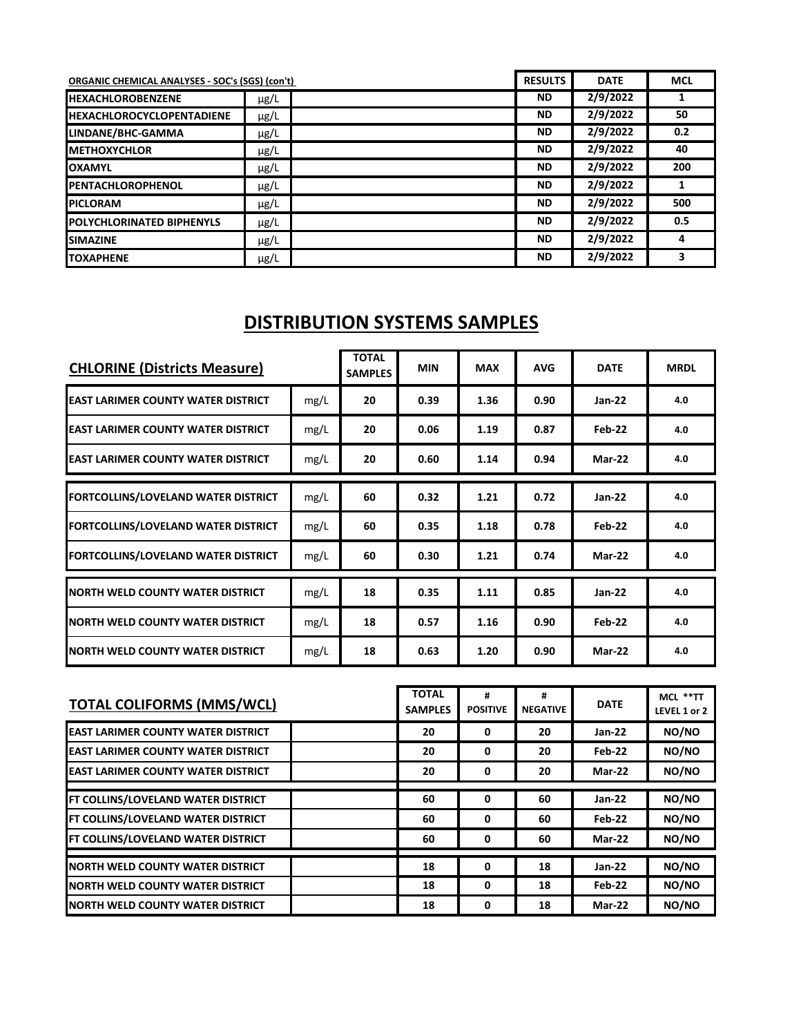| ORGANIC CHEMICAL ANALYSES - SOC's (SGS) (con't) | | | RESULTS | DATE | MCL |
|---|---|---|---|---|---|
| HEXACHLOROBENZENE | µg/L | | ND | 2/9/2022 | 1 |
| HEXACHLOROCYCLOPENTADIENE | µg/L | | ND | 2/9/2022 | 50 |
| LINDANE/BHC-GAMMA | µg/L | | ND | 2/9/2022 | 0.2 |
| METHOXYCHLOR | µg/L | | ND | 2/9/2022 | 40 |
| OXAMYL | µg/L | | ND | 2/9/2022 | 200 |
| PENTACHLOROPHENOL | µg/L | | ND | 2/9/2022 | 1 |
| PICLORAM | µg/L | | ND | 2/9/2022 | 500 |
| POLYCHLORINATED BIPHENYLS | µg/L | | ND | 2/9/2022 | 0.5 |
| SIMAZINE | µg/L | | ND | 2/9/2022 | 4 |
| TOXAPHENE | µg/L | | ND | 2/9/2022 | 3 |

# DISTRIBUTION SYSTEMS SAMPLES

| CHLORINE (Districts Measure) | | TOTAL SAMPLES | MIN | MAX | AVG | DATE | MRDL |
|---|---|---|---|---|---|---|---|
| EAST LARIMER COUNTY WATER DISTRICT | mg/L | 20 | 0.39 | 1.36 | 0.90 | Jan-22 | 4.0 |
| EAST LARIMER COUNTY WATER DISTRICT | mg/L | 20 | 0.06 | 1.19 | 0.87 | Feb-22 | 4.0 |
| EAST LARIMER COUNTY WATER DISTRICT | mg/L | 20 | 0.60 | 1.14 | 0.94 | Mar-22 | 4.0 |
| FORTCOLLINS/LOVELAND WATER DISTRICT | mg/L | 60 | 0.32 | 1.21 | 0.72 | Jan-22 | 4.0 |
| FORTCOLLINS/LOVELAND WATER DISTRICT | mg/L | 60 | 0.35 | 1.18 | 0.78 | Feb-22 | 4.0 |
| FORTCOLLINS/LOVELAND WATER DISTRICT | mg/L | 60 | 0.30 | 1.21 | 0.74 | Mar-22 | 4.0 |
| NORTH WELD COUNTY WATER DISTRICT | mg/L | 18 | 0.35 | 1.11 | 0.85 | Jan-22 | 4.0 |
| NORTH WELD COUNTY WATER DISTRICT | mg/L | 18 | 0.57 | 1.16 | 0.90 | Feb-22 | 4.0 |
| NORTH WELD COUNTY WATER DISTRICT | mg/L | 18 | 0.63 | 1.20 | 0.90 | Mar-22 | 4.0 |

| TOTAL COLIFORMS (MMS/WCL) | | TOTAL SAMPLES | # POSITIVE | # NEGATIVE | DATE | MCL **TT LEVEL 1 or 2 |
|---|---|---|---|---|---|---|
| EAST LARIMER COUNTY WATER DISTRICT | | 20 | 0 | 20 | Jan-22 | NO/NO |
| EAST LARIMER COUNTY WATER DISTRICT | | 20 | 0 | 20 | Feb-22 | NO/NO |
| EAST LARIMER COUNTY WATER DISTRICT | | 20 | 0 | 20 | Mar-22 | NO/NO |
| FT COLLINS/LOVELAND WATER DISTRICT | | 60 | 0 | 60 | Jan-22 | NO/NO |
| FT COLLINS/LOVELAND WATER DISTRICT | | 60 | 0 | 60 | Feb-22 | NO/NO |
| FT COLLINS/LOVELAND WATER DISTRICT | | 60 | 0 | 60 | Mar-22 | NO/NO |
| NORTH WELD COUNTY WATER DISTRICT | | 18 | 0 | 18 | Jan-22 | NO/NO |
| NORTH WELD COUNTY WATER DISTRICT | | 18 | 0 | 18 | Feb-22 | NO/NO |
| NORTH WELD COUNTY WATER DISTRICT | | 18 | 0 | 18 | Mar-22 | NO/NO |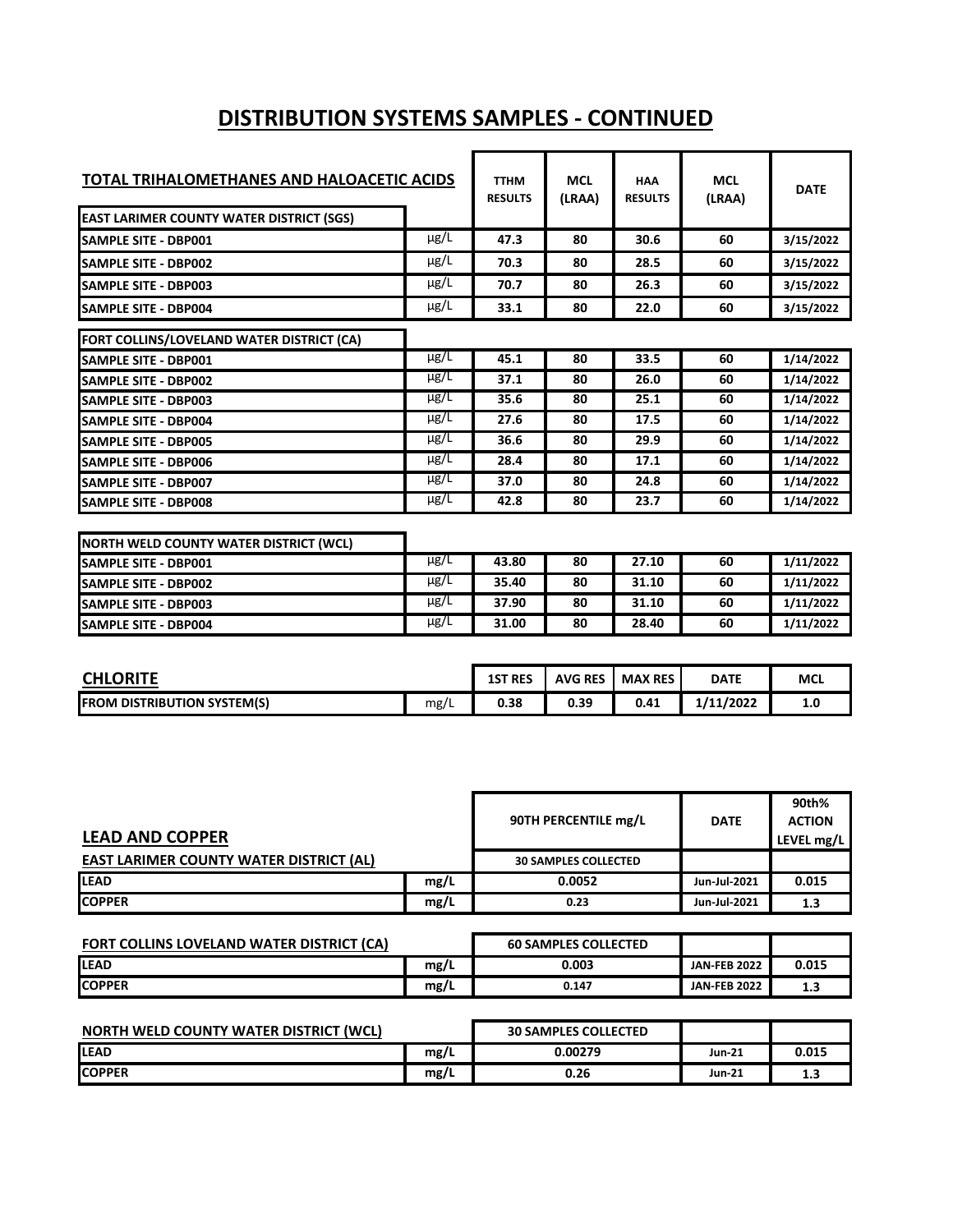# DISTRIBUTION SYSTEMS SAMPLES - CONTINUED

| TOTAL TRIHALOMETHANES AND HALOACETIC ACIDS | | TTHM RESULTS | MCL (LRAA) | HAA RESULTS | MCL (LRAA) | DATE |
|---|---|---|---|---|---|---|
| EAST LARIMER COUNTY WATER DISTRICT (SGS) | | | | | | |
| SAMPLE SITE - DBP001 | μg/L | 47.3 | 80 | 30.6 | 60 | 3/15/2022 |
| SAMPLE SITE - DBP002 | μg/L | 70.3 | 80 | 28.5 | 60 | 3/15/2022 |
| SAMPLE SITE - DBP003 | μg/L | 70.7 | 80 | 26.3 | 60 | 3/15/2022 |
| SAMPLE SITE - DBP004 | μg/L | 33.1 | 80 | 22.0 | 60 | 3/15/2022 |
| FORT COLLINS/LOVELAND WATER DISTRICT (CA) | | | | | | |
| SAMPLE SITE - DBP001 | μg/L | 45.1 | 80 | 33.5 | 60 | 1/14/2022 |
| SAMPLE SITE - DBP002 | μg/L | 37.1 | 80 | 26.0 | 60 | 1/14/2022 |
| SAMPLE SITE - DBP003 | μg/L | 35.6 | 80 | 25.1 | 60 | 1/14/2022 |
| SAMPLE SITE - DBP004 | μg/L | 27.6 | 80 | 17.5 | 60 | 1/14/2022 |
| SAMPLE SITE - DBP005 | μg/L | 36.6 | 80 | 29.9 | 60 | 1/14/2022 |
| SAMPLE SITE - DBP006 | μg/L | 28.4 | 80 | 17.1 | 60 | 1/14/2022 |
| SAMPLE SITE - DBP007 | μg/L | 37.0 | 80 | 24.8 | 60 | 1/14/2022 |
| SAMPLE SITE - DBP008 | μg/L | 42.8 | 80 | 23.7 | 60 | 1/14/2022 |
| NORTH WELD COUNTY WATER DISTRICT (WCL) | | | | | | |
| SAMPLE SITE - DBP001 | μg/L | 43.80 | 80 | 27.10 | 60 | 1/11/2022 |
| SAMPLE SITE - DBP002 | μg/L | 35.40 | 80 | 31.10 | 60 | 1/11/2022 |
| SAMPLE SITE - DBP003 | μg/L | 37.90 | 80 | 31.10 | 60 | 1/11/2022 |
| SAMPLE SITE - DBP004 | μg/L | 31.00 | 80 | 28.40 | 60 | 1/11/2022 |

| CHLORITE | | 1ST RES | AVG RES | MAX RES | DATE | MCL |
|---|---|---|---|---|---|---|
| FROM DISTRIBUTION SYSTEM(S) | mg/L | 0.38 | 0.39 | 0.41 | 1/11/2022 | 1.0 |

| LEAD AND COPPER | | 90TH PERCENTILE mg/L | DATE | 90th% ACTION LEVEL mg/L |
|---|---|---|---|---|
| EAST LARIMER COUNTY WATER DISTRICT (AL) | | 30 SAMPLES COLLECTED | | |
| LEAD | mg/L | 0.0052 | Jun-Jul-2021 | 0.015 |
| COPPER | mg/L | 0.23 | Jun-Jul-2021 | 1.3 |
| FORT COLLINS LOVELAND WATER DISTRICT (CA) | | 60 SAMPLES COLLECTED | | |
| LEAD | mg/L | 0.003 | JAN-FEB 2022 | 0.015 |
| COPPER | mg/L | 0.147 | JAN-FEB 2022 | 1.3 |
| NORTH WELD COUNTY WATER DISTRICT (WCL) | | 30 SAMPLES COLLECTED | | |
| LEAD | mg/L | 0.00279 | Jun-21 | 0.015 |
| COPPER | mg/L | 0.26 | Jun-21 | 1.3 |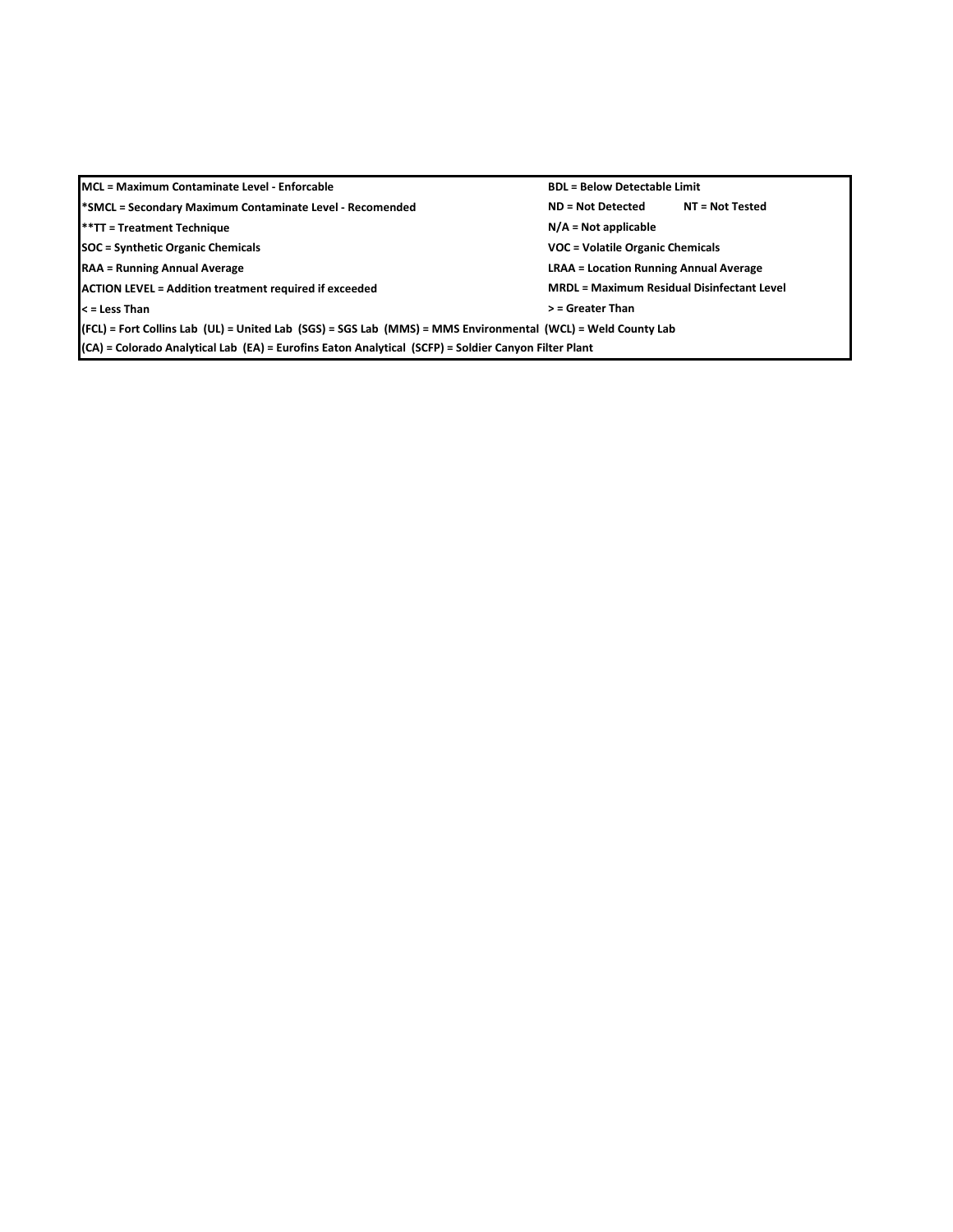| | |
|---|---|
| **MCL = Maximum Contaminate Level - Enforcable** | **BDL = Below Detectable Limit** |
| **\*SMCL = Secondary Maximum Contaminate Level - Recomended** | **ND = Not Detected NT = Not Tested** |
| **\*\*TT = Treatment Technique** | **N/A = Not applicable** |
| **SOC = Synthetic Organic Chemicals** | **VOC = Volatile Organic Chemicals** |
| **RAA = Running Annual Average** | **LRAA = Location Running Annual Average** |
| **ACTION LEVEL = Addition treatment required if exceeded** | **MRDL = Maximum Residual Disinfectant Level** |
| **< = Less Than** | **> = Greater Than** |
| **(FCL) = Fort Collins Lab (UL) = United Lab (SGS) = SGS Lab (MMS) = MMS Environmental (WCL) = Weld County Lab** | |
| **(CA) = Colorado Analytical Lab (EA) = Eurofins Eaton Analytical (SCFP) = Soldier Canyon Filter Plant** | |